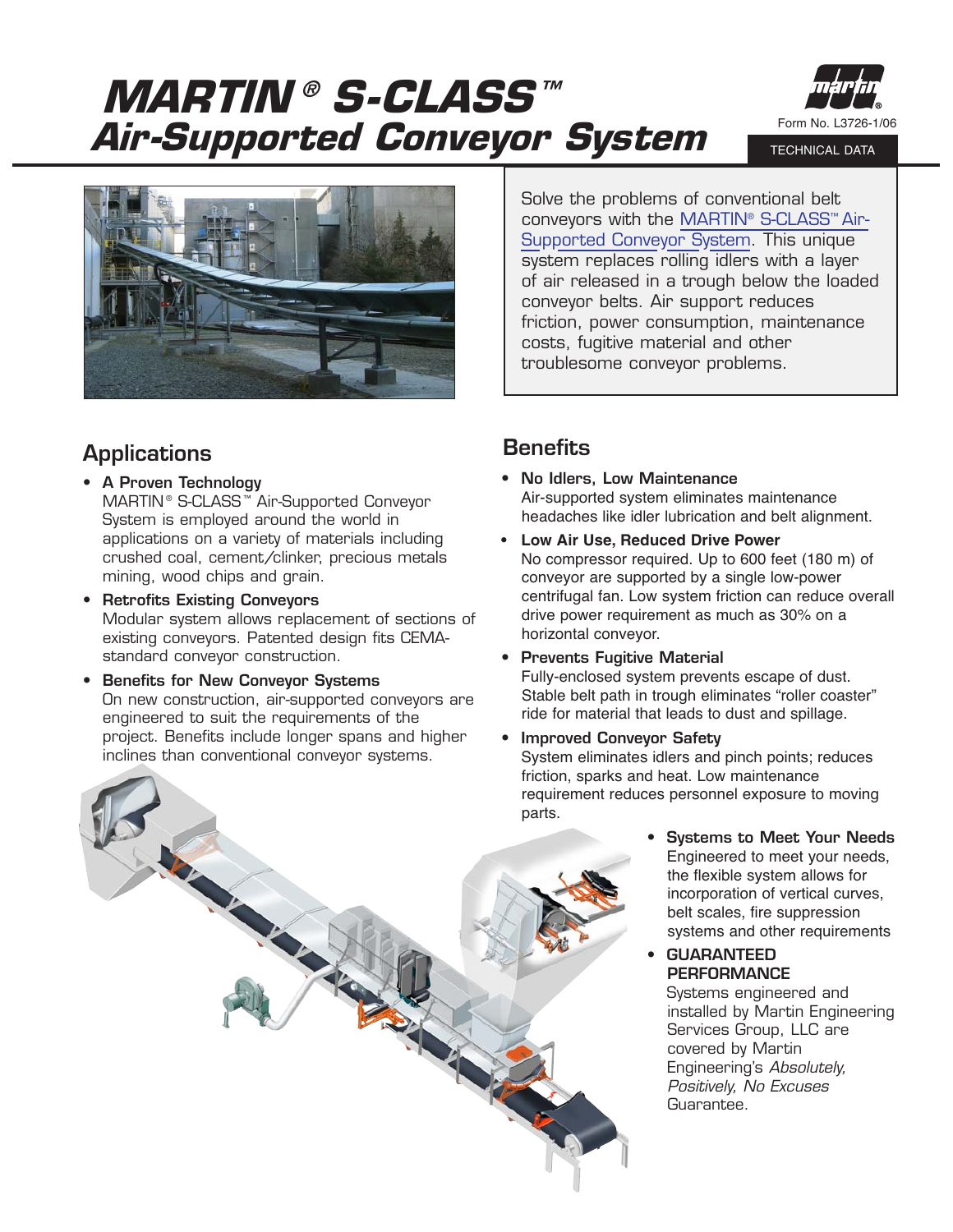# MARTIN® S-CLASS™ Air-Supported Conveyor System

Form No. L3726-1/06

TECHNICAL DATA

Solve the problems of conventional belt conveyors with the MARTIN® S-CLASS™ Air-Supported Conveyor System. This unique system replaces rolling idlers with a layer of air released in a trough below the loaded conveyor belts. Air support reduces friction, power consumption, maintenance costs, fugitive material and other troublesome conveyor problems.

## Applications

- **A Proven Technology**
  MARTIN® S-CLASS™ Air-Supported Conveyor System is employed around the world in applications on a variety of materials including crushed coal, cement/clinker, precious metals mining, wood chips and grain.
- **Retrofits Existing Conveyors**
  Modular system allows replacement of sections of existing conveyors. Patented design fits CEMA-standard conveyor construction.
- **Benefits for New Conveyor Systems**
  On new construction, air-supported conveyors are engineered to suit the requirements of the project. Benefits include longer spans and higher inclines than conventional conveyor systems.

## Benefits

- **No Idlers, Low Maintenance**
  Air-supported system eliminates maintenance headaches like idler lubrication and belt alignment.
- **Low Air Use, Reduced Drive Power**
  No compressor required. Up to 600 feet (180 m) of conveyor are supported by a single low-power centrifugal fan. Low system friction can reduce overall drive power requirement as much as 30% on a horizontal conveyor.
- **Prevents Fugitive Material**
  Fully-enclosed system prevents escape of dust. Stable belt path in trough eliminates "roller coaster" ride for material that leads to dust and spillage.
- **Improved Conveyor Safety**
  System eliminates idlers and pinch points; reduces friction, sparks and heat. Low maintenance requirement reduces personnel exposure to moving parts.
- **Systems to Meet Your Needs**
  Engineered to meet your needs, the flexible system allows for incorporation of vertical curves, belt scales, fire suppression systems and other requirements
- **GUARANTEED PERFORMANCE**
  Systems engineered and installed by Martin Engineering Services Group, LLC are covered by Martin Engineering's *Absolutely, Positively, No Excuses* Guarantee.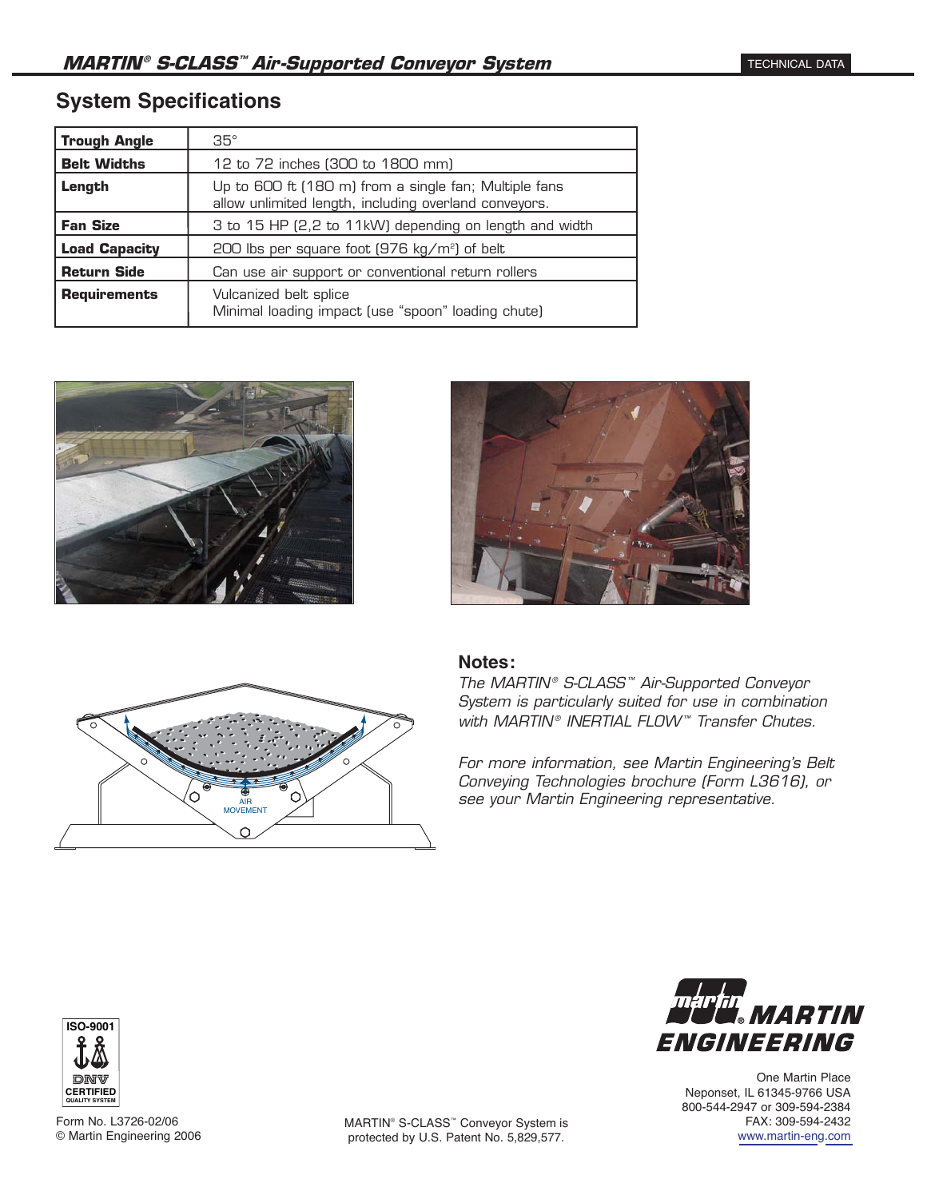## System Specifications

| | |
|---|---|
| **Trough Angle** | 35° |
| **Belt Widths** | 12 to 72 inches (300 to 1800 mm) |
| **Length** | Up to 600 ft (180 m) from a single fan; Multiple fans allow unlimited length, including overland conveyors. |
| **Fan Size** | 3 to 15 HP (2,2 to 11kW) depending on length and width |
| **Load Capacity** | 200 lbs per square foot (976 kg/m²) of belt |
| **Return Side** | Can use air support or conventional return rollers |
| **Requirements** | Vulcanized belt splice<br>Minimal loading impact (use "spoon" loading chute) |

AIR MOVEMENT

### Notes:

*The MARTIN® S-CLASS™ Air-Supported Conveyor System is particularly suited for use in combination with MARTIN® INERTIAL FLOW™ Transfer Chutes.*

*For more information, see Martin Engineering's Belt Conveying Technologies brochure (Form L3616), or see your Martin Engineering representative.*

ISO-9001
DNV
CERTIFIED
QUALITY SYSTEM

Form No. L3726-02/06
© Martin Engineering 2006

MARTIN® S-CLASS™ Conveyor System is protected by U.S. Patent No. 5,829,577.

MARTIN ENGINEERING

One Martin Place
Neponset, IL 61345-9766 USA
800-544-2947 or 309-594-2384
FAX: 309-594-2432
www.martin-eng.com